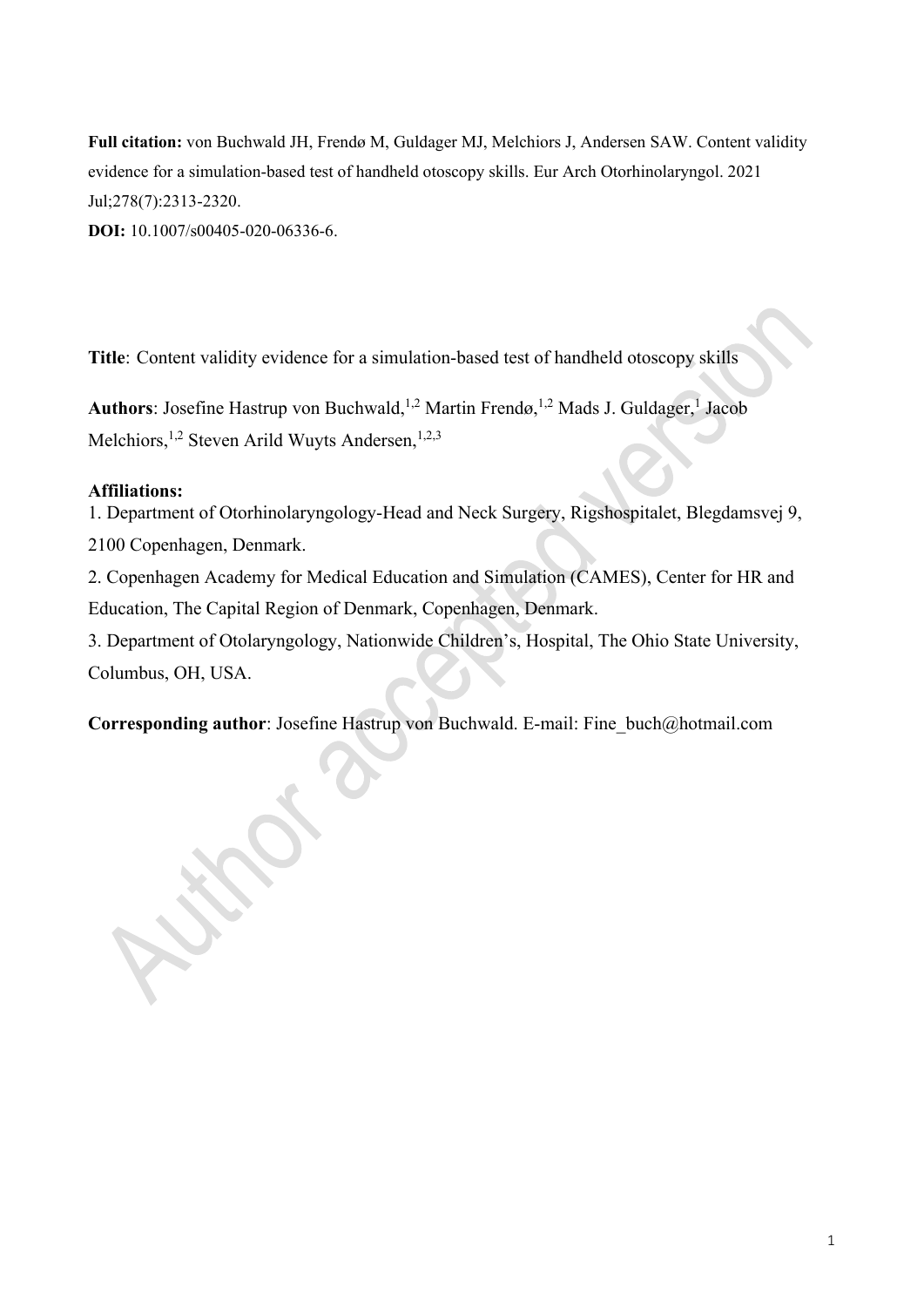**Full citation:** von Buchwald JH, Frendø M, Guldager MJ, Melchiors J, Andersen SAW. Content validity evidence for a simulation-based test of handheld otoscopy skills. Eur Arch Otorhinolaryngol. 2021 Jul;278(7):2313-2320.

**DOI:** 10.1007/s00405-020-06336-6.

**Title**: Content validity evidence for a simulation-based test of handheld otoscopy skills

**Authors**: Josefine Hastrup von Buchwald,[1,2] Martin Frendø,[1,2] Mads J. Guldager,[1] Jacob Melchiors,[1,2] Steven Arild Wuyts Andersen,[1,2,3]

**Affiliations:**

1. Department of Otorhinolaryngology-Head and Neck Surgery, Rigshospitalet, Blegdamsvej 9, 2100 Copenhagen, Denmark.
2. Copenhagen Academy for Medical Education and Simulation (CAMES), Center for HR and Education, The Capital Region of Denmark, Copenhagen, Denmark.
3. Department of Otolaryngology, Nationwide Children's, Hospital, The Ohio State University, Columbus, OH, USA.

**Corresponding author**: Josefine Hastrup von Buchwald. E-mail: Fine_buch@hotmail.com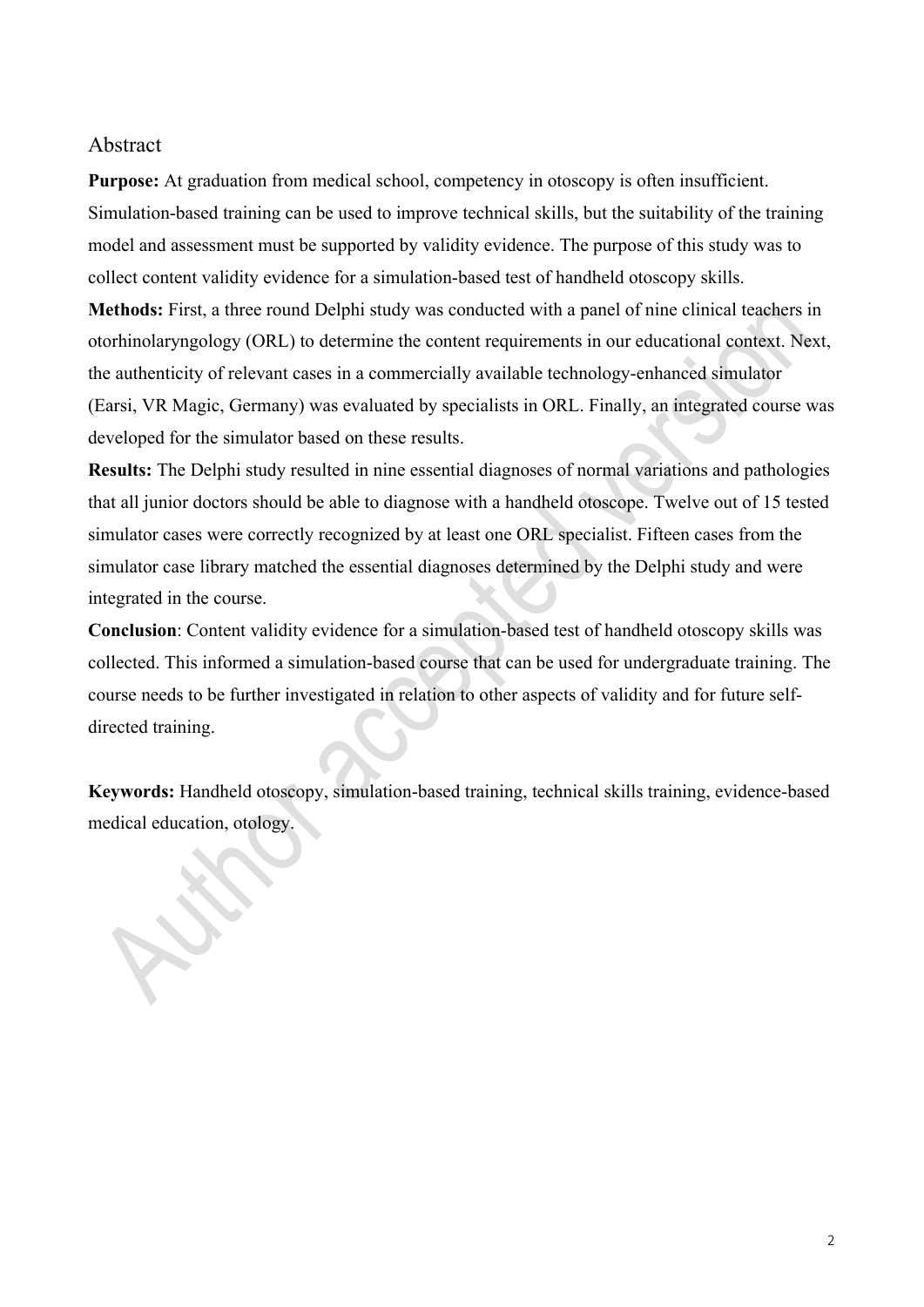## Abstract

**Purpose:** At graduation from medical school, competency in otoscopy is often insufficient. Simulation-based training can be used to improve technical skills, but the suitability of the training model and assessment must be supported by validity evidence. The purpose of this study was to collect content validity evidence for a simulation-based test of handheld otoscopy skills.

**Methods:** First, a three round Delphi study was conducted with a panel of nine clinical teachers in otorhinolaryngology (ORL) to determine the content requirements in our educational context. Next, the authenticity of relevant cases in a commercially available technology-enhanced simulator (Earsi, VR Magic, Germany) was evaluated by specialists in ORL. Finally, an integrated course was developed for the simulator based on these results.

**Results:** The Delphi study resulted in nine essential diagnoses of normal variations and pathologies that all junior doctors should be able to diagnose with a handheld otoscope. Twelve out of 15 tested simulator cases were correctly recognized by at least one ORL specialist. Fifteen cases from the simulator case library matched the essential diagnoses determined by the Delphi study and were integrated in the course.

**Conclusion**: Content validity evidence for a simulation-based test of handheld otoscopy skills was collected. This informed a simulation-based course that can be used for undergraduate training. The course needs to be further investigated in relation to other aspects of validity and for future self-directed training.

**Keywords:** Handheld otoscopy, simulation-based training, technical skills training, evidence-based medical education, otology.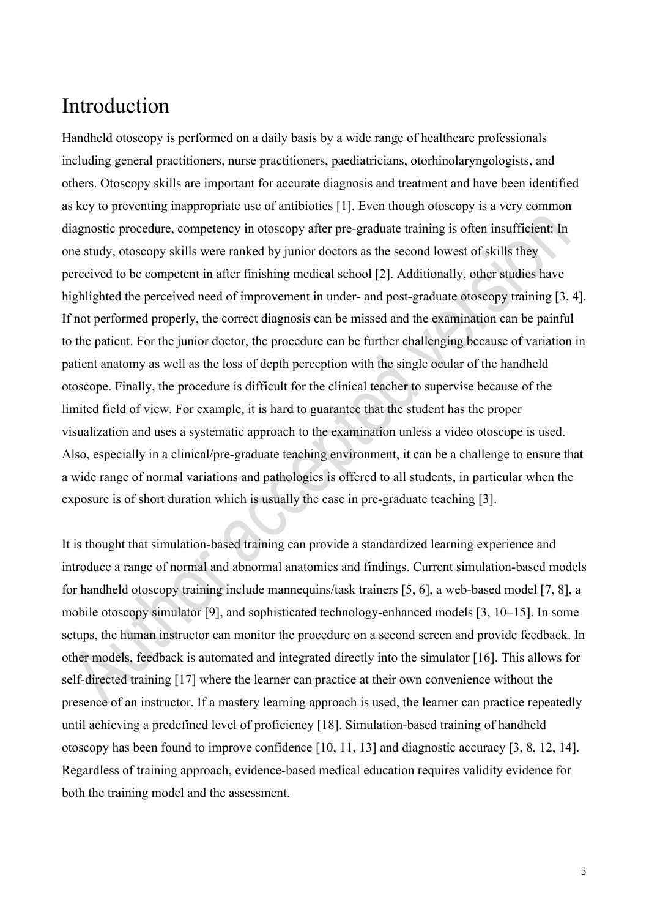# Introduction

Handheld otoscopy is performed on a daily basis by a wide range of healthcare professionals including general practitioners, nurse practitioners, paediatricians, otorhinolaryngologists, and others. Otoscopy skills are important for accurate diagnosis and treatment and have been identified as key to preventing inappropriate use of antibiotics [1]. Even though otoscopy is a very common diagnostic procedure, competency in otoscopy after pre-graduate training is often insufficient: In one study, otoscopy skills were ranked by junior doctors as the second lowest of skills they perceived to be competent in after finishing medical school [2]. Additionally, other studies have highlighted the perceived need of improvement in under- and post-graduate otoscopy training [3, 4]. If not performed properly, the correct diagnosis can be missed and the examination can be painful to the patient. For the junior doctor, the procedure can be further challenging because of variation in patient anatomy as well as the loss of depth perception with the single ocular of the handheld otoscope. Finally, the procedure is difficult for the clinical teacher to supervise because of the limited field of view. For example, it is hard to guarantee that the student has the proper visualization and uses a systematic approach to the examination unless a video otoscope is used. Also, especially in a clinical/pre-graduate teaching environment, it can be a challenge to ensure that a wide range of normal variations and pathologies is offered to all students, in particular when the exposure is of short duration which is usually the case in pre-graduate teaching [3].

It is thought that simulation-based training can provide a standardized learning experience and introduce a range of normal and abnormal anatomies and findings. Current simulation-based models for handheld otoscopy training include mannequins/task trainers [5, 6], a web-based model [7, 8], a mobile otoscopy simulator [9], and sophisticated technology-enhanced models [3, 10–15]. In some setups, the human instructor can monitor the procedure on a second screen and provide feedback. In other models, feedback is automated and integrated directly into the simulator [16]. This allows for self-directed training [17] where the learner can practice at their own convenience without the presence of an instructor. If a mastery learning approach is used, the learner can practice repeatedly until achieving a predefined level of proficiency [18]. Simulation-based training of handheld otoscopy has been found to improve confidence [10, 11, 13] and diagnostic accuracy [3, 8, 12, 14]. Regardless of training approach, evidence-based medical education requires validity evidence for both the training model and the assessment.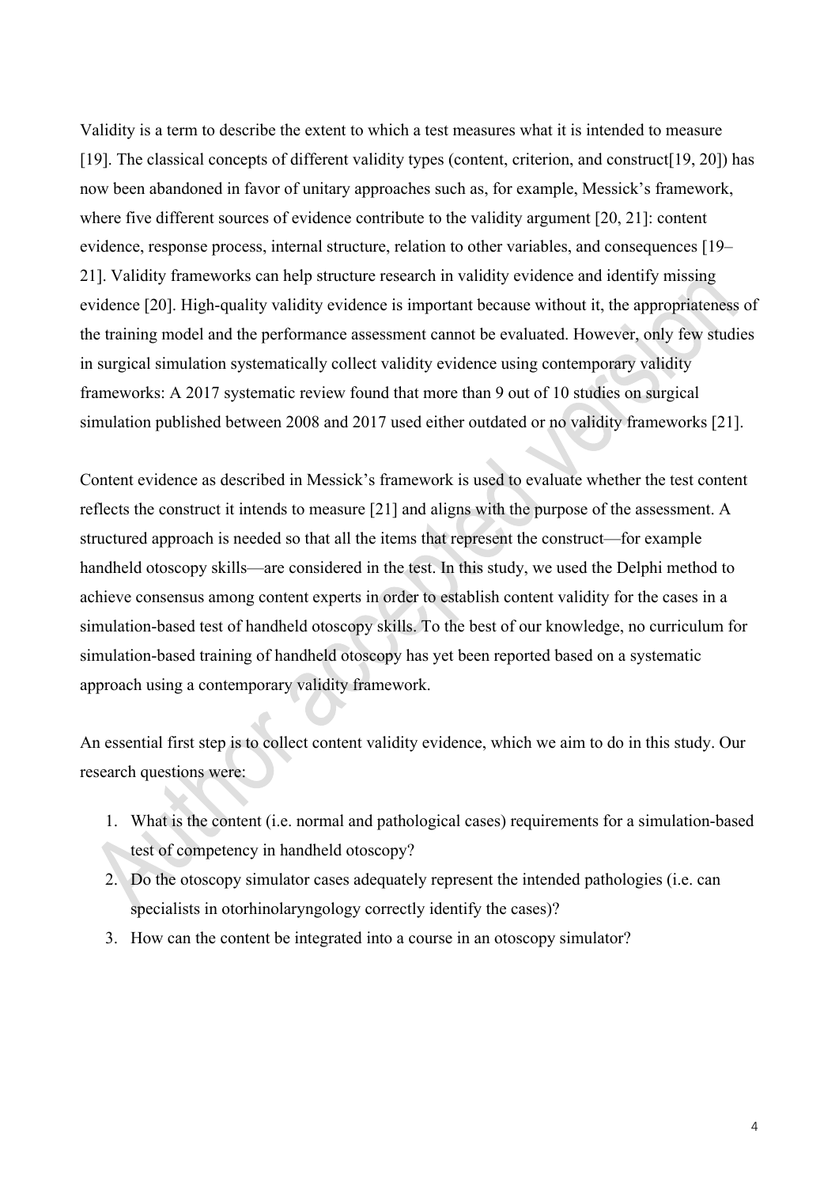Validity is a term to describe the extent to which a test measures what it is intended to measure [19]. The classical concepts of different validity types (content, criterion, and construct[19, 20]) has now been abandoned in favor of unitary approaches such as, for example, Messick's framework, where five different sources of evidence contribute to the validity argument [20, 21]: content evidence, response process, internal structure, relation to other variables, and consequences [19–21]. Validity frameworks can help structure research in validity evidence and identify missing evidence [20]. High-quality validity evidence is important because without it, the appropriateness of the training model and the performance assessment cannot be evaluated. However, only few studies in surgical simulation systematically collect validity evidence using contemporary validity frameworks: A 2017 systematic review found that more than 9 out of 10 studies on surgical simulation published between 2008 and 2017 used either outdated or no validity frameworks [21].

Content evidence as described in Messick's framework is used to evaluate whether the test content reflects the construct it intends to measure [21] and aligns with the purpose of the assessment. A structured approach is needed so that all the items that represent the construct—for example handheld otoscopy skills—are considered in the test. In this study, we used the Delphi method to achieve consensus among content experts in order to establish content validity for the cases in a simulation-based test of handheld otoscopy skills. To the best of our knowledge, no curriculum for simulation-based training of handheld otoscopy has yet been reported based on a systematic approach using a contemporary validity framework.

An essential first step is to collect content validity evidence, which we aim to do in this study. Our research questions were:

1. What is the content (i.e. normal and pathological cases) requirements for a simulation-based test of competency in handheld otoscopy?
2. Do the otoscopy simulator cases adequately represent the intended pathologies (i.e. can specialists in otorhinolaryngology correctly identify the cases)?
3. How can the content be integrated into a course in an otoscopy simulator?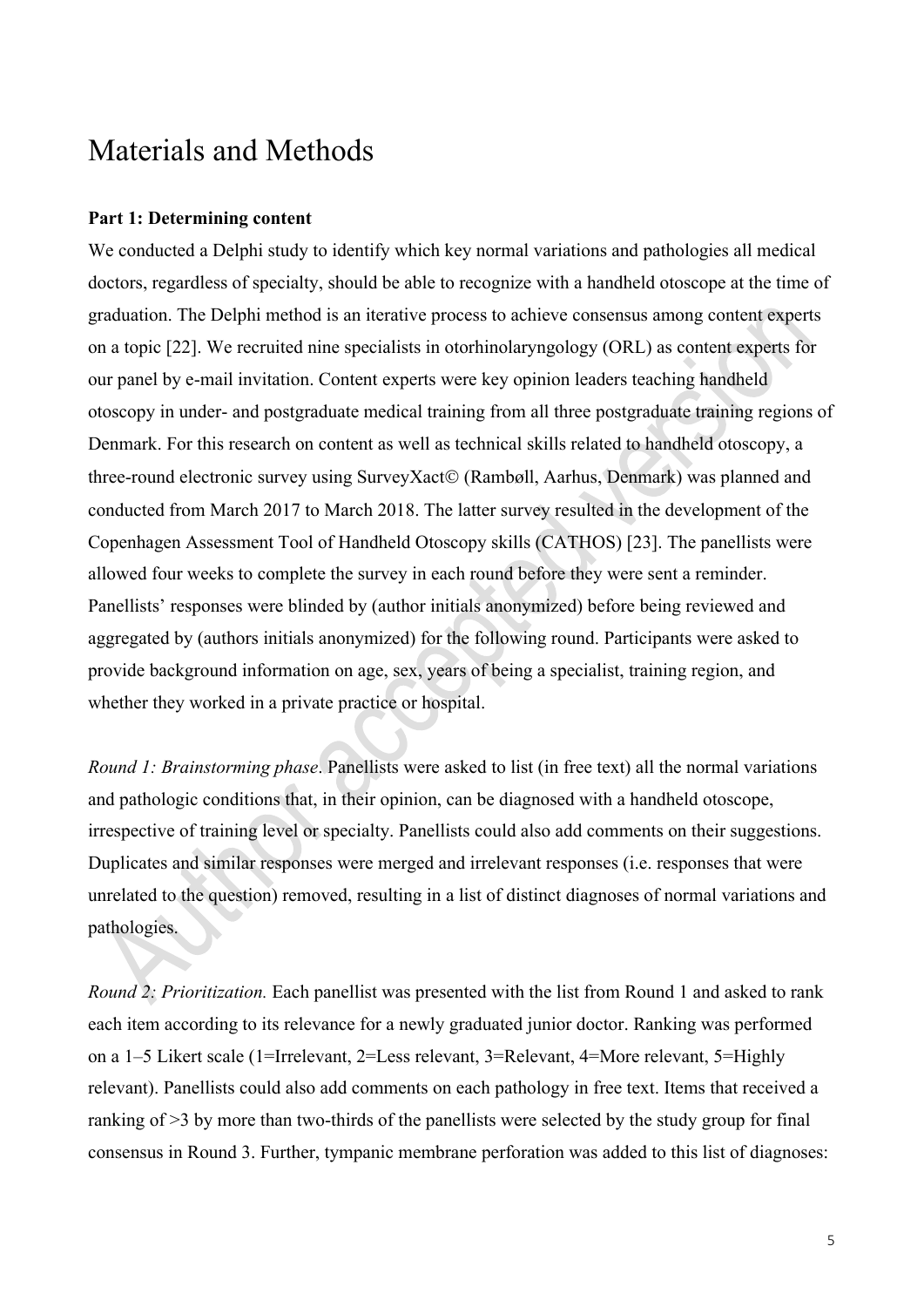# Materials and Methods

**Part 1: Determining content**

We conducted a Delphi study to identify which key normal variations and pathologies all medical doctors, regardless of specialty, should be able to recognize with a handheld otoscope at the time of graduation. The Delphi method is an iterative process to achieve consensus among content experts on a topic [22]. We recruited nine specialists in otorhinolaryngology (ORL) as content experts for our panel by e-mail invitation. Content experts were key opinion leaders teaching handheld otoscopy in under- and postgraduate medical training from all three postgraduate training regions of Denmark. For this research on content as well as technical skills related to handheld otoscopy, a three-round electronic survey using SurveyXact© (Rambøll, Aarhus, Denmark) was planned and conducted from March 2017 to March 2018. The latter survey resulted in the development of the Copenhagen Assessment Tool of Handheld Otoscopy skills (CATHOS) [23]. The panellists were allowed four weeks to complete the survey in each round before they were sent a reminder. Panellists' responses were blinded by (author initials anonymized) before being reviewed and aggregated by (authors initials anonymized) for the following round. Participants were asked to provide background information on age, sex, years of being a specialist, training region, and whether they worked in a private practice or hospital.

*Round 1: Brainstorming phase.* Panellists were asked to list (in free text) all the normal variations and pathologic conditions that, in their opinion, can be diagnosed with a handheld otoscope, irrespective of training level or specialty. Panellists could also add comments on their suggestions. Duplicates and similar responses were merged and irrelevant responses (i.e. responses that were unrelated to the question) removed, resulting in a list of distinct diagnoses of normal variations and pathologies.

*Round 2: Prioritization.* Each panellist was presented with the list from Round 1 and asked to rank each item according to its relevance for a newly graduated junior doctor. Ranking was performed on a 1–5 Likert scale (1=Irrelevant, 2=Less relevant, 3=Relevant, 4=More relevant, 5=Highly relevant). Panellists could also add comments on each pathology in free text. Items that received a ranking of >3 by more than two-thirds of the panellists were selected by the study group for final consensus in Round 3. Further, tympanic membrane perforation was added to this list of diagnoses: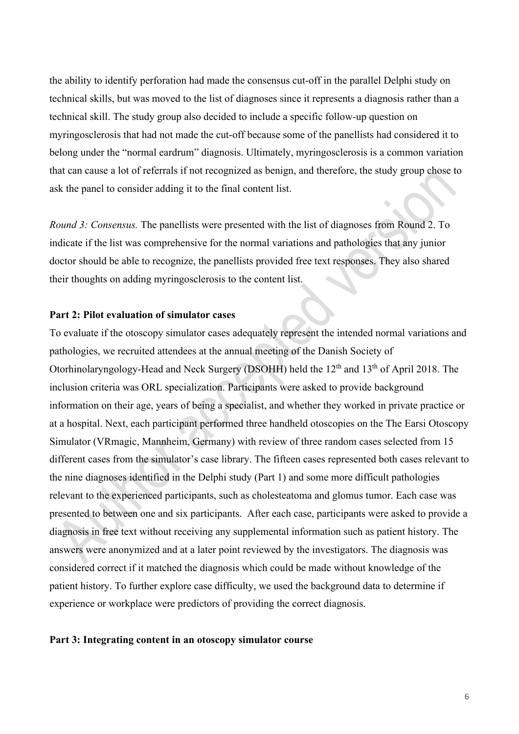the ability to identify perforation had made the consensus cut-off in the parallel Delphi study on technical skills, but was moved to the list of diagnoses since it represents a diagnosis rather than a technical skill. The study group also decided to include a specific follow-up question on myringosclerosis that had not made the cut-off because some of the panellists had considered it to belong under the "normal eardrum" diagnosis. Ultimately, myringosclerosis is a common variation that can cause a lot of referrals if not recognized as benign, and therefore, the study group chose to ask the panel to consider adding it to the final content list.

*Round 3: Consensus.* The panellists were presented with the list of diagnoses from Round 2. To indicate if the list was comprehensive for the normal variations and pathologies that any junior doctor should be able to recognize, the panellists provided free text responses. They also shared their thoughts on adding myringosclerosis to the content list.

**Part 2: Pilot evaluation of simulator cases**

To evaluate if the otoscopy simulator cases adequately represent the intended normal variations and pathologies, we recruited attendees at the annual meeting of the Danish Society of Otorhinolaryngology-Head and Neck Surgery (DSOHH) held the 12th and 13th of April 2018. The inclusion criteria was ORL specialization. Participants were asked to provide background information on their age, years of being a specialist, and whether they worked in private practice or at a hospital. Next, each participant performed three handheld otoscopies on the The Earsi Otoscopy Simulator (VRmagic, Mannheim, Germany) with review of three random cases selected from 15 different cases from the simulator's case library. The fifteen cases represented both cases relevant to the nine diagnoses identified in the Delphi study (Part 1) and some more difficult pathologies relevant to the experienced participants, such as cholesteatoma and glomus tumor. Each case was presented to between one and six participants. After each case, participants were asked to provide a diagnosis in free text without receiving any supplemental information such as patient history. The answers were anonymized and at a later point reviewed by the investigators. The diagnosis was considered correct if it matched the diagnosis which could be made without knowledge of the patient history. To further explore case difficulty, we used the background data to determine if experience or workplace were predictors of providing the correct diagnosis.

**Part 3: Integrating content in an otoscopy simulator course**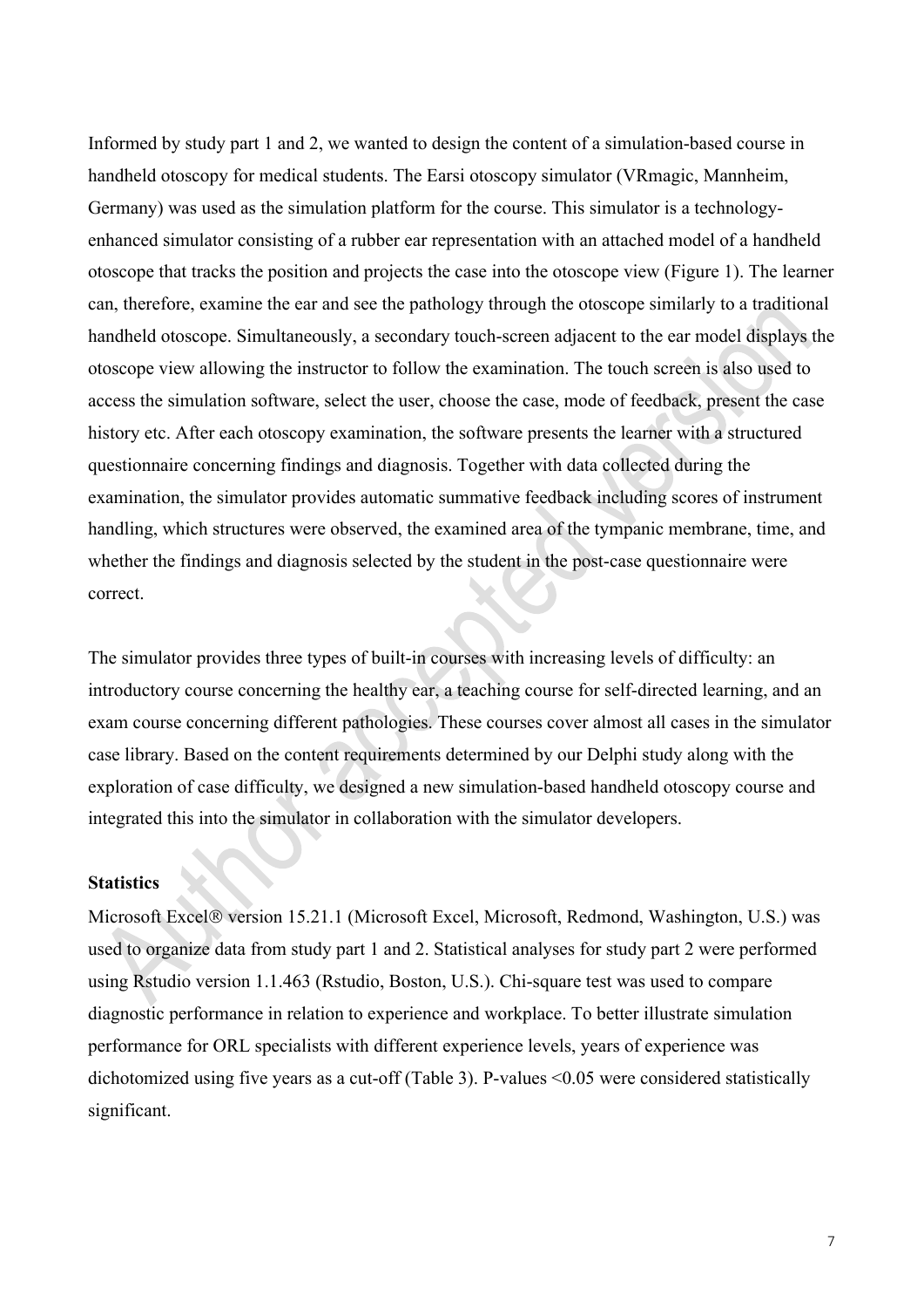Informed by study part 1 and 2, we wanted to design the content of a simulation-based course in handheld otoscopy for medical students. The Earsi otoscopy simulator (VRmagic, Mannheim, Germany) was used as the simulation platform for the course. This simulator is a technology-enhanced simulator consisting of a rubber ear representation with an attached model of a handheld otoscope that tracks the position and projects the case into the otoscope view (Figure 1). The learner can, therefore, examine the ear and see the pathology through the otoscope similarly to a traditional handheld otoscope. Simultaneously, a secondary touch-screen adjacent to the ear model displays the otoscope view allowing the instructor to follow the examination. The touch screen is also used to access the simulation software, select the user, choose the case, mode of feedback, present the case history etc. After each otoscopy examination, the software presents the learner with a structured questionnaire concerning findings and diagnosis. Together with data collected during the examination, the simulator provides automatic summative feedback including scores of instrument handling, which structures were observed, the examined area of the tympanic membrane, time, and whether the findings and diagnosis selected by the student in the post-case questionnaire were correct.

The simulator provides three types of built-in courses with increasing levels of difficulty: an introductory course concerning the healthy ear, a teaching course for self-directed learning, and an exam course concerning different pathologies. These courses cover almost all cases in the simulator case library. Based on the content requirements determined by our Delphi study along with the exploration of case difficulty, we designed a new simulation-based handheld otoscopy course and integrated this into the simulator in collaboration with the simulator developers.

**Statistics**

Microsoft Excel® version 15.21.1 (Microsoft Excel, Microsoft, Redmond, Washington, U.S.) was used to organize data from study part 1 and 2. Statistical analyses for study part 2 were performed using Rstudio version 1.1.463 (Rstudio, Boston, U.S.). Chi-square test was used to compare diagnostic performance in relation to experience and workplace. To better illustrate simulation performance for ORL specialists with different experience levels, years of experience was dichotomized using five years as a cut-off (Table 3). P-values $<0.05$ were considered statistically significant.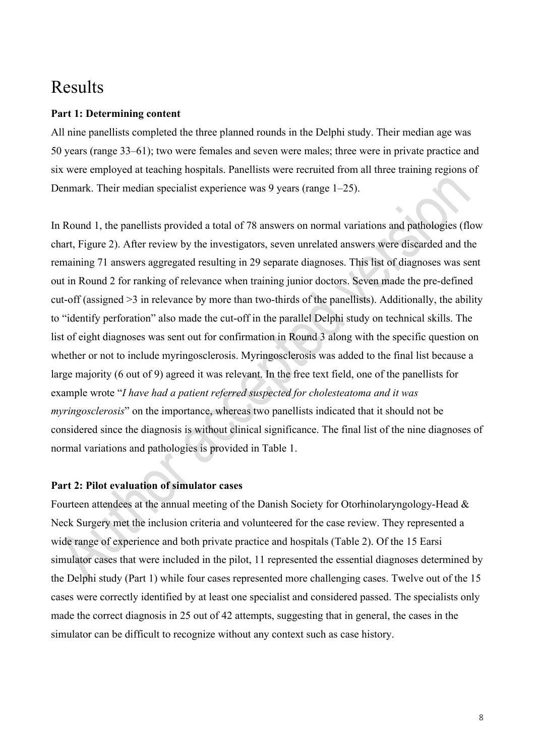# Results

**Part 1: Determining content**

All nine panellists completed the three planned rounds in the Delphi study. Their median age was 50 years (range 33–61); two were females and seven were males; three were in private practice and six were employed at teaching hospitals. Panellists were recruited from all three training regions of Denmark. Their median specialist experience was 9 years (range 1–25).

In Round 1, the panellists provided a total of 78 answers on normal variations and pathologies (flow chart, Figure 2). After review by the investigators, seven unrelated answers were discarded and the remaining 71 answers aggregated resulting in 29 separate diagnoses. This list of diagnoses was sent out in Round 2 for ranking of relevance when training junior doctors. Seven made the pre-defined cut-off (assigned >3 in relevance by more than two-thirds of the panellists). Additionally, the ability to "identify perforation" also made the cut-off in the parallel Delphi study on technical skills. The list of eight diagnoses was sent out for confirmation in Round 3 along with the specific question on whether or not to include myringosclerosis. Myringosclerosis was added to the final list because a large majority (6 out of 9) agreed it was relevant. In the free text field, one of the panellists for example wrote "*I have had a patient referred suspected for cholesteatoma and it was myringosclerosis*" on the importance, whereas two panellists indicated that it should not be considered since the diagnosis is without clinical significance. The final list of the nine diagnoses of normal variations and pathologies is provided in Table 1.

**Part 2: Pilot evaluation of simulator cases**

Fourteen attendees at the annual meeting of the Danish Society for Otorhinolaryngology-Head & Neck Surgery met the inclusion criteria and volunteered for the case review. They represented a wide range of experience and both private practice and hospitals (Table 2). Of the 15 Earsi simulator cases that were included in the pilot, 11 represented the essential diagnoses determined by the Delphi study (Part 1) while four cases represented more challenging cases. Twelve out of the 15 cases were correctly identified by at least one specialist and considered passed. The specialists only made the correct diagnosis in 25 out of 42 attempts, suggesting that in general, the cases in the simulator can be difficult to recognize without any context such as case history.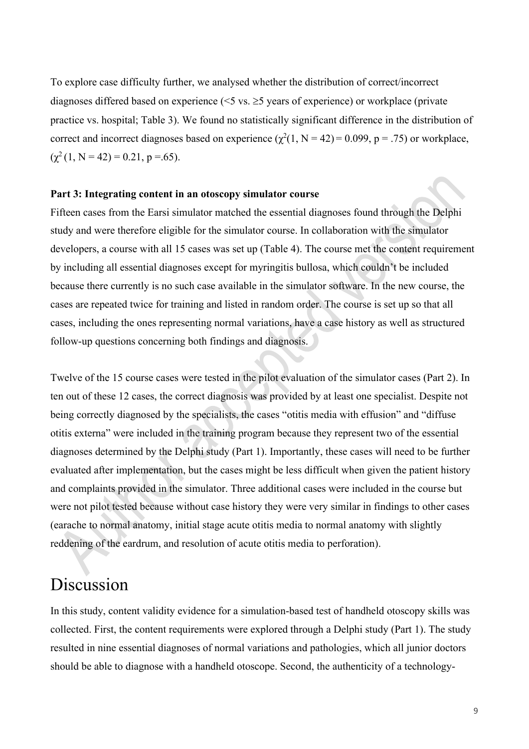To explore case difficulty further, we analysed whether the distribution of correct/incorrect diagnoses differed based on experience (<5 vs. ≥5 years of experience) or workplace (private practice vs. hospital; Table 3). We found no statistically significant difference in the distribution of correct and incorrect diagnoses based on experience ($\chi^2(1, N = 42) = 0.099$, $p = .75$) or workplace, ($\chi^2(1, N = 42) = 0.21$, $p = .65$).

**Part 3: Integrating content in an otoscopy simulator course**

Fifteen cases from the Earsi simulator matched the essential diagnoses found through the Delphi study and were therefore eligible for the simulator course. In collaboration with the simulator developers, a course with all 15 cases was set up (Table 4). The course met the content requirement by including all essential diagnoses except for myringitis bullosa, which couldn't be included because there currently is no such case available in the simulator software. In the new course, the cases are repeated twice for training and listed in random order. The course is set up so that all cases, including the ones representing normal variations, have a case history as well as structured follow-up questions concerning both findings and diagnosis.

Twelve of the 15 course cases were tested in the pilot evaluation of the simulator cases (Part 2). In ten out of these 12 cases, the correct diagnosis was provided by at least one specialist. Despite not being correctly diagnosed by the specialists, the cases "otitis media with effusion" and "diffuse otitis externa" were included in the training program because they represent two of the essential diagnoses determined by the Delphi study (Part 1). Importantly, these cases will need to be further evaluated after implementation, but the cases might be less difficult when given the patient history and complaints provided in the simulator. Three additional cases were included in the course but were not pilot tested because without case history they were very similar in findings to other cases (earache to normal anatomy, initial stage acute otitis media to normal anatomy with slightly reddening of the eardrum, and resolution of acute otitis media to perforation).

# Discussion

In this study, content validity evidence for a simulation-based test of handheld otoscopy skills was collected. First, the content requirements were explored through a Delphi study (Part 1). The study resulted in nine essential diagnoses of normal variations and pathologies, which all junior doctors should be able to diagnose with a handheld otoscope. Second, the authenticity of a technology-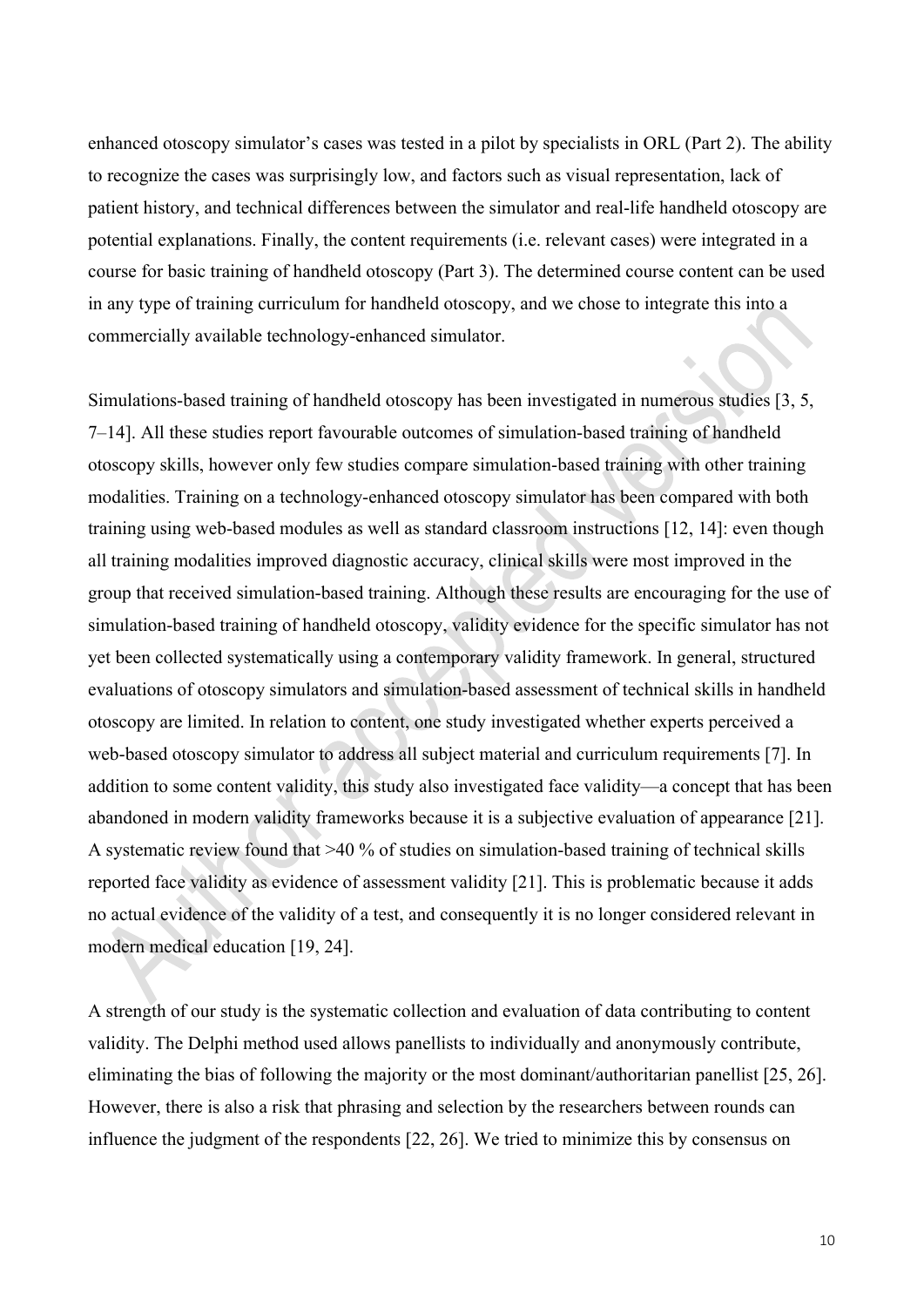enhanced otoscopy simulator's cases was tested in a pilot by specialists in ORL (Part 2). The ability to recognize the cases was surprisingly low, and factors such as visual representation, lack of patient history, and technical differences between the simulator and real-life handheld otoscopy are potential explanations. Finally, the content requirements (i.e. relevant cases) were integrated in a course for basic training of handheld otoscopy (Part 3). The determined course content can be used in any type of training curriculum for handheld otoscopy, and we chose to integrate this into a commercially available technology-enhanced simulator.

Simulations-based training of handheld otoscopy has been investigated in numerous studies [3, 5, 7–14]. All these studies report favourable outcomes of simulation-based training of handheld otoscopy skills, however only few studies compare simulation-based training with other training modalities. Training on a technology-enhanced otoscopy simulator has been compared with both training using web-based modules as well as standard classroom instructions [12, 14]: even though all training modalities improved diagnostic accuracy, clinical skills were most improved in the group that received simulation-based training. Although these results are encouraging for the use of simulation-based training of handheld otoscopy, validity evidence for the specific simulator has not yet been collected systematically using a contemporary validity framework. In general, structured evaluations of otoscopy simulators and simulation-based assessment of technical skills in handheld otoscopy are limited. In relation to content, one study investigated whether experts perceived a web-based otoscopy simulator to address all subject material and curriculum requirements [7]. In addition to some content validity, this study also investigated face validity—a concept that has been abandoned in modern validity frameworks because it is a subjective evaluation of appearance [21]. A systematic review found that >40 % of studies on simulation-based training of technical skills reported face validity as evidence of assessment validity [21]. This is problematic because it adds no actual evidence of the validity of a test, and consequently it is no longer considered relevant in modern medical education [19, 24].

A strength of our study is the systematic collection and evaluation of data contributing to content validity. The Delphi method used allows panellists to individually and anonymously contribute, eliminating the bias of following the majority or the most dominant/authoritarian panellist [25, 26]. However, there is also a risk that phrasing and selection by the researchers between rounds can influence the judgment of the respondents [22, 26]. We tried to minimize this by consensus on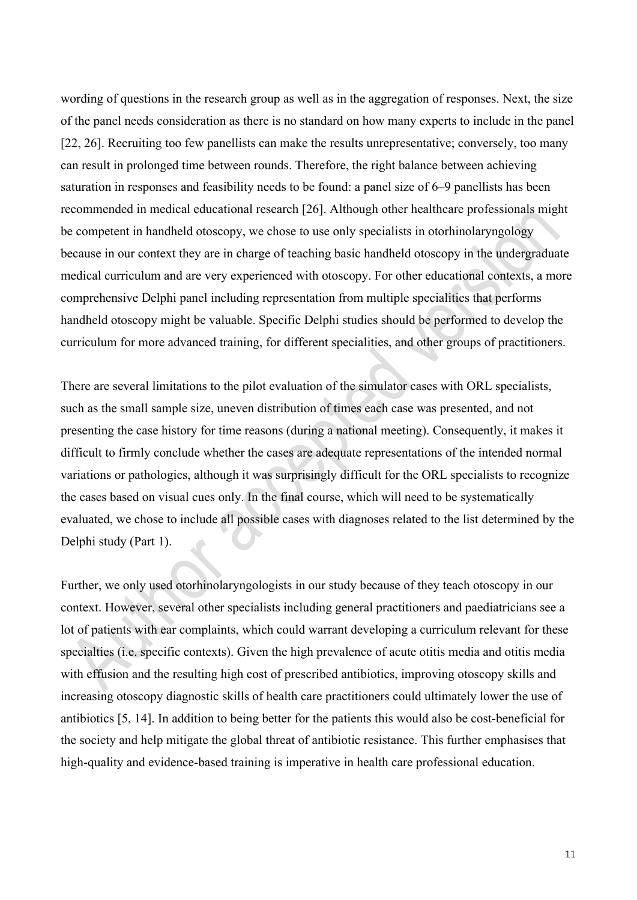wording of questions in the research group as well as in the aggregation of responses. Next, the size of the panel needs consideration as there is no standard on how many experts to include in the panel [22, 26]. Recruiting too few panellists can make the results unrepresentative; conversely, too many can result in prolonged time between rounds. Therefore, the right balance between achieving saturation in responses and feasibility needs to be found: a panel size of 6–9 panellists has been recommended in medical educational research [26]. Although other healthcare professionals might be competent in handheld otoscopy, we chose to use only specialists in otorhinolaryngology because in our context they are in charge of teaching basic handheld otoscopy in the undergraduate medical curriculum and are very experienced with otoscopy. For other educational contexts, a more comprehensive Delphi panel including representation from multiple specialities that performs handheld otoscopy might be valuable. Specific Delphi studies should be performed to develop the curriculum for more advanced training, for different specialities, and other groups of practitioners.

There are several limitations to the pilot evaluation of the simulator cases with ORL specialists, such as the small sample size, uneven distribution of times each case was presented, and not presenting the case history for time reasons (during a national meeting). Consequently, it makes it difficult to firmly conclude whether the cases are adequate representations of the intended normal variations or pathologies, although it was surprisingly difficult for the ORL specialists to recognize the cases based on visual cues only. In the final course, which will need to be systematically evaluated, we chose to include all possible cases with diagnoses related to the list determined by the Delphi study (Part 1).

Further, we only used otorhinolaryngologists in our study because of they teach otoscopy in our context. However, several other specialists including general practitioners and paediatricians see a lot of patients with ear complaints, which could warrant developing a curriculum relevant for these specialties (i.e. specific contexts). Given the high prevalence of acute otitis media and otitis media with effusion and the resulting high cost of prescribed antibiotics, improving otoscopy skills and increasing otoscopy diagnostic skills of health care practitioners could ultimately lower the use of antibiotics [5, 14]. In addition to being better for the patients this would also be cost-beneficial for the society and help mitigate the global threat of antibiotic resistance. This further emphasises that high-quality and evidence-based training is imperative in health care professional education.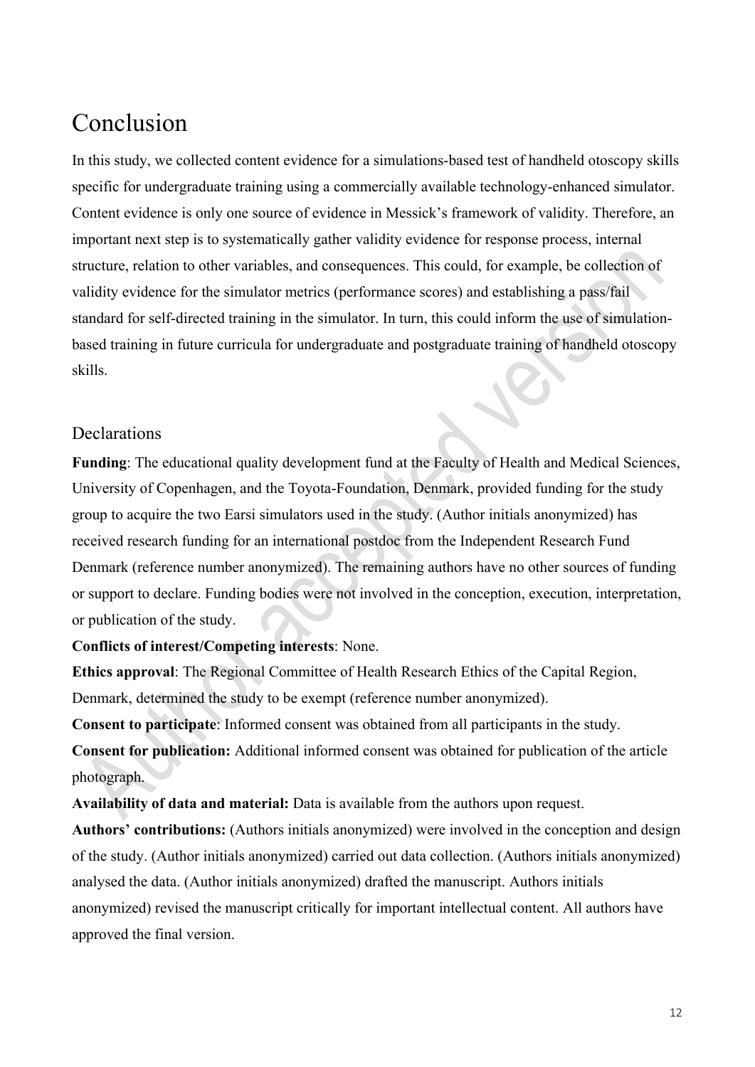# Conclusion

In this study, we collected content evidence for a simulations-based test of handheld otoscopy skills specific for undergraduate training using a commercially available technology-enhanced simulator. Content evidence is only one source of evidence in Messick's framework of validity. Therefore, an important next step is to systematically gather validity evidence for response process, internal structure, relation to other variables, and consequences. This could, for example, be collection of validity evidence for the simulator metrics (performance scores) and establishing a pass/fail standard for self-directed training in the simulator. In turn, this could inform the use of simulation-based training in future curricula for undergraduate and postgraduate training of handheld otoscopy skills.

## Declarations

**Funding**: The educational quality development fund at the Faculty of Health and Medical Sciences, University of Copenhagen, and the Toyota-Foundation, Denmark, provided funding for the study group to acquire the two Earsi simulators used in the study. (Author initials anonymized) has received research funding for an international postdoc from the Independent Research Fund Denmark (reference number anonymized). The remaining authors have no other sources of funding or support to declare. Funding bodies were not involved in the conception, execution, interpretation, or publication of the study.

**Conflicts of interest/Competing interests**: None.

**Ethics approval**: The Regional Committee of Health Research Ethics of the Capital Region, Denmark, determined the study to be exempt (reference number anonymized).

**Consent to participate**: Informed consent was obtained from all participants in the study.

**Consent for publication:** Additional informed consent was obtained for publication of the article photograph.

**Availability of data and material:** Data is available from the authors upon request.

**Authors' contributions:** (Authors initials anonymized) were involved in the conception and design of the study. (Author initials anonymized) carried out data collection. (Authors initials anonymized) analysed the data. (Author initials anonymized) drafted the manuscript. Authors initials anonymized) revised the manuscript critically for important intellectual content. All authors have approved the final version.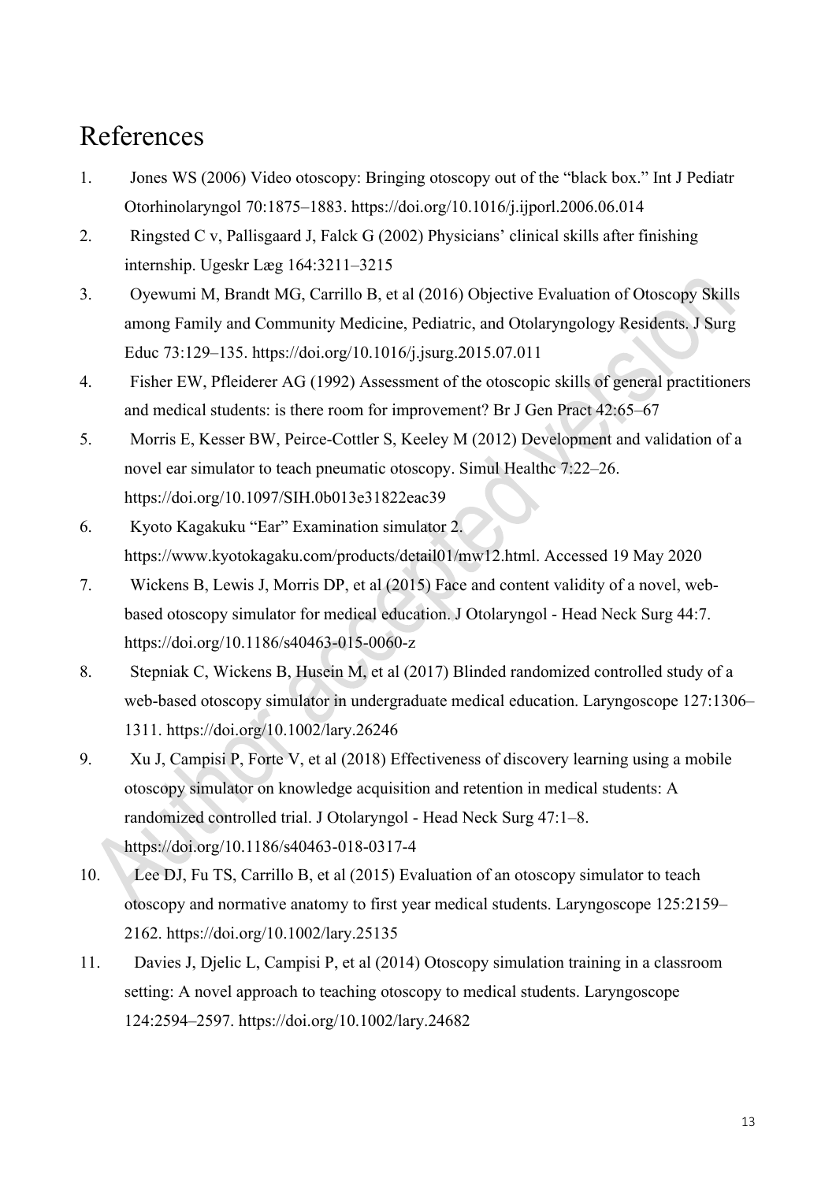# References

1. Jones WS (2006) Video otoscopy: Bringing otoscopy out of the "black box." Int J Pediatr Otorhinolaryngol 70:1875–1883. https://doi.org/10.1016/j.ijporl.2006.06.014
2. Ringsted C v, Pallisgaard J, Falck G (2002) Physicians' clinical skills after finishing internship. Ugeskr Læg 164:3211–3215
3. Oyewumi M, Brandt MG, Carrillo B, et al (2016) Objective Evaluation of Otoscopy Skills among Family and Community Medicine, Pediatric, and Otolaryngology Residents. J Surg Educ 73:129–135. https://doi.org/10.1016/j.jsurg.2015.07.011
4. Fisher EW, Pfleiderer AG (1992) Assessment of the otoscopic skills of general practitioners and medical students: is there room for improvement? Br J Gen Pract 42:65–67
5. Morris E, Kesser BW, Peirce-Cottler S, Keeley M (2012) Development and validation of a novel ear simulator to teach pneumatic otoscopy. Simul Healthc 7:22–26. https://doi.org/10.1097/SIH.0b013e31822eac39
6. Kyoto Kagakuku "Ear" Examination simulator 2. https://www.kyotokagaku.com/products/detail01/mw12.html. Accessed 19 May 2020
7. Wickens B, Lewis J, Morris DP, et al (2015) Face and content validity of a novel, web-based otoscopy simulator for medical education. J Otolaryngol - Head Neck Surg 44:7. https://doi.org/10.1186/s40463-015-0060-z
8. Stepniak C, Wickens B, Husein M, et al (2017) Blinded randomized controlled study of a web-based otoscopy simulator in undergraduate medical education. Laryngoscope 127:1306–1311. https://doi.org/10.1002/lary.26246
9. Xu J, Campisi P, Forte V, et al (2018) Effectiveness of discovery learning using a mobile otoscopy simulator on knowledge acquisition and retention in medical students: A randomized controlled trial. J Otolaryngol - Head Neck Surg 47:1–8. https://doi.org/10.1186/s40463-018-0317-4
10. Lee DJ, Fu TS, Carrillo B, et al (2015) Evaluation of an otoscopy simulator to teach otoscopy and normative anatomy to first year medical students. Laryngoscope 125:2159–2162. https://doi.org/10.1002/lary.25135
11. Davies J, Djelic L, Campisi P, et al (2014) Otoscopy simulation training in a classroom setting: A novel approach to teaching otoscopy to medical students. Laryngoscope 124:2594–2597. https://doi.org/10.1002/lary.24682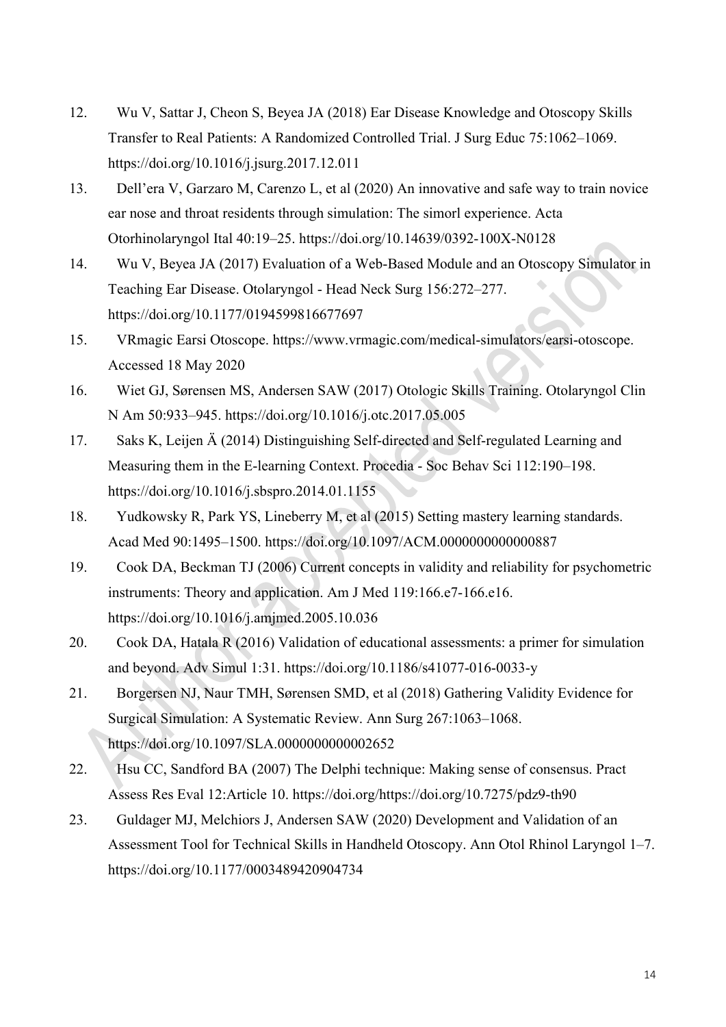12. Wu V, Sattar J, Cheon S, Beyea JA (2018) Ear Disease Knowledge and Otoscopy Skills Transfer to Real Patients: A Randomized Controlled Trial. J Surg Educ 75:1062–1069. https://doi.org/10.1016/j.jsurg.2017.12.011
13. Dell'era V, Garzaro M, Carenzo L, et al (2020) An innovative and safe way to train novice ear nose and throat residents through simulation: The simorl experience. Acta Otorhinolaryngol Ital 40:19–25. https://doi.org/10.14639/0392-100X-N0128
14. Wu V, Beyea JA (2017) Evaluation of a Web-Based Module and an Otoscopy Simulator in Teaching Ear Disease. Otolaryngol - Head Neck Surg 156:272–277. https://doi.org/10.1177/0194599816677697
15. VRmagic Earsi Otoscope. https://www.vrmagic.com/medical-simulators/earsi-otoscope. Accessed 18 May 2020
16. Wiet GJ, Sørensen MS, Andersen SAW (2017) Otologic Skills Training. Otolaryngol Clin N Am 50:933–945. https://doi.org/10.1016/j.otc.2017.05.005
17. Saks K, Leijen Ä (2014) Distinguishing Self-directed and Self-regulated Learning and Measuring them in the E-learning Context. Procedia - Soc Behav Sci 112:190–198. https://doi.org/10.1016/j.sbspro.2014.01.1155
18. Yudkowsky R, Park YS, Lineberry M, et al (2015) Setting mastery learning standards. Acad Med 90:1495–1500. https://doi.org/10.1097/ACM.0000000000000887
19. Cook DA, Beckman TJ (2006) Current concepts in validity and reliability for psychometric instruments: Theory and application. Am J Med 119:166.e7-166.e16. https://doi.org/10.1016/j.amjmed.2005.10.036
20. Cook DA, Hatala R (2016) Validation of educational assessments: a primer for simulation and beyond. Adv Simul 1:31. https://doi.org/10.1186/s41077-016-0033-y
21. Borgersen NJ, Naur TMH, Sørensen SMD, et al (2018) Gathering Validity Evidence for Surgical Simulation: A Systematic Review. Ann Surg 267:1063–1068. https://doi.org/10.1097/SLA.0000000000002652
22. Hsu CC, Sandford BA (2007) The Delphi technique: Making sense of consensus. Pract Assess Res Eval 12:Article 10. https://doi.org/https://doi.org/10.7275/pdz9-th90
23. Guldager MJ, Melchiors J, Andersen SAW (2020) Development and Validation of an Assessment Tool for Technical Skills in Handheld Otoscopy. Ann Otol Rhinol Laryngol 1–7. https://doi.org/10.1177/0003489420904734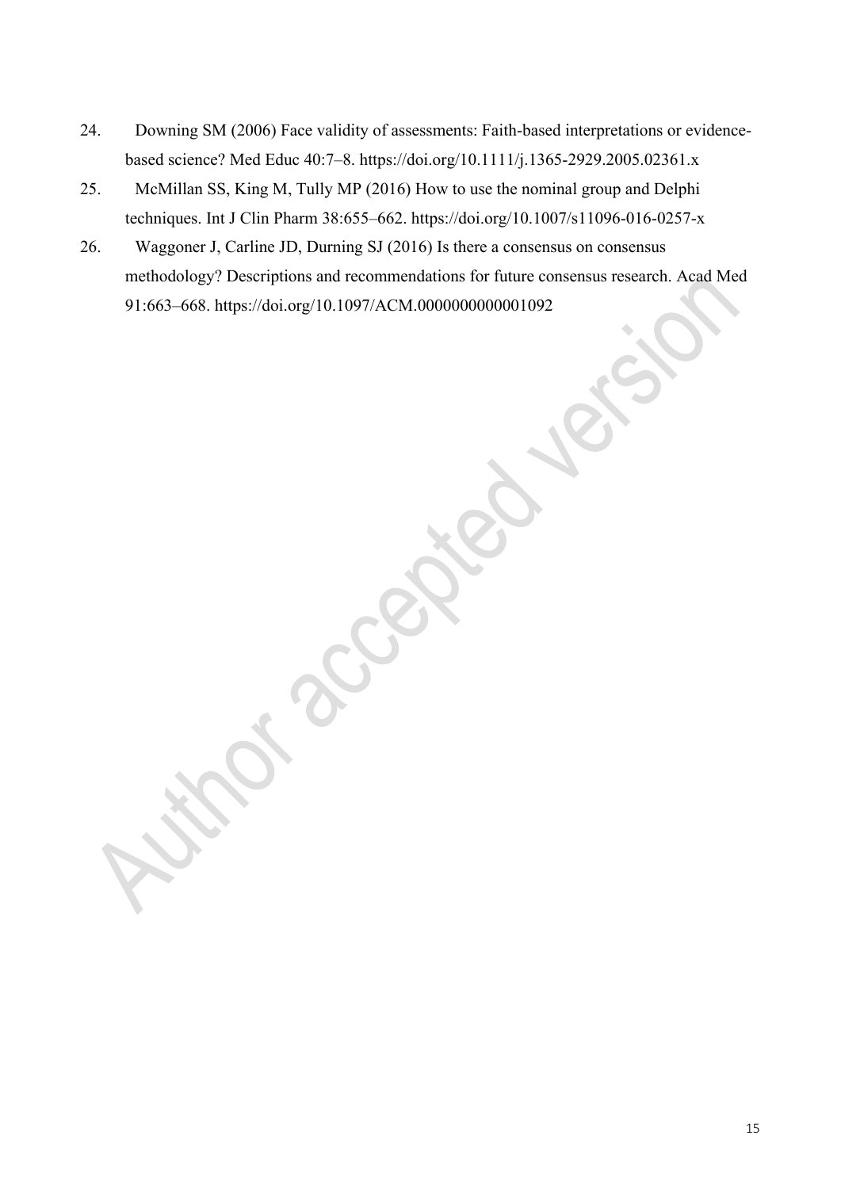24. Downing SM (2006) Face validity of assessments: Faith-based interpretations or evidence-based science? Med Educ 40:7–8. https://doi.org/10.1111/j.1365-2929.2005.02361.x
25. McMillan SS, King M, Tully MP (2016) How to use the nominal group and Delphi techniques. Int J Clin Pharm 38:655–662. https://doi.org/10.1007/s11096-016-0257-x
26. Waggoner J, Carline JD, Durning SJ (2016) Is there a consensus on consensus methodology? Descriptions and recommendations for future consensus research. Acad Med 91:663–668. https://doi.org/10.1097/ACM.0000000000001092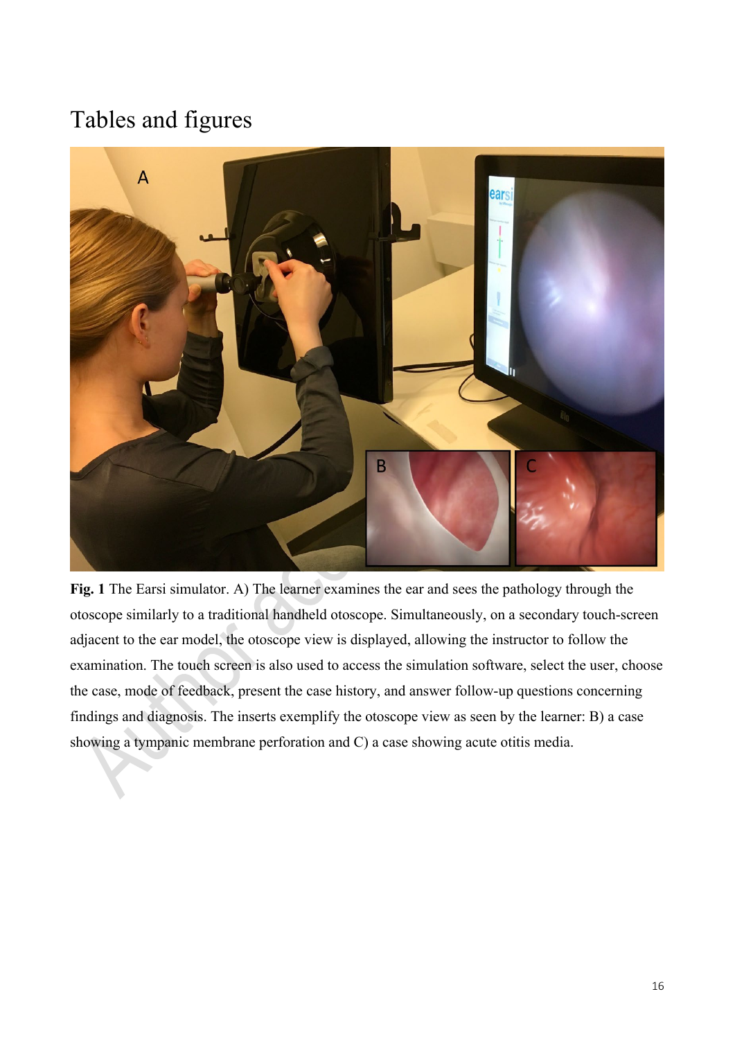# Tables and figures

**Fig. 1** The Earsi simulator. A) The learner examines the ear and sees the pathology through the otoscope similarly to a traditional handheld otoscope. Simultaneously, on a secondary touch-screen adjacent to the ear model, the otoscope view is displayed, allowing the instructor to follow the examination. The touch screen is also used to access the simulation software, select the user, choose the case, mode of feedback, present the case history, and answer follow-up questions concerning findings and diagnosis. The inserts exemplify the otoscope view as seen by the learner: B) a case showing a tympanic membrane perforation and C) a case showing acute otitis media.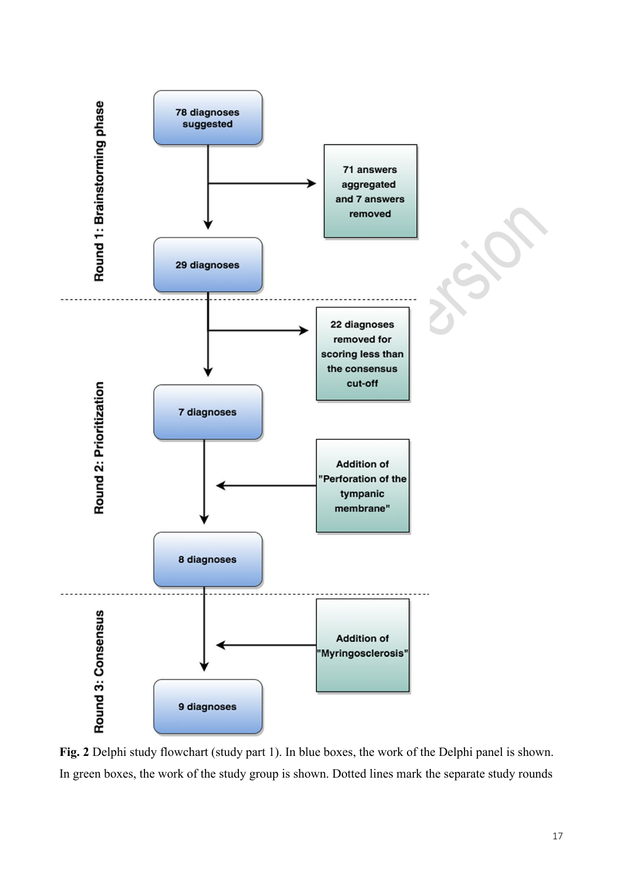**Round 1: Brainstorming phase**

- 78 diagnoses suggested
  - → 71 answers aggregated and 7 answers removed
- 29 diagnoses

**Round 2: Prioritization**

- → 22 diagnoses removed for scoring less than the consensus cut-off
- 7 diagnoses
  - ← Addition of "Perforation of the tympanic membrane"
- 8 diagnoses

**Round 3: Consensus**

- ← Addition of "Myringosclerosis"
- 9 diagnoses

**Fig. 2** Delphi study flowchart (study part 1). In blue boxes, the work of the Delphi panel is shown. In green boxes, the work of the study group is shown. Dotted lines mark the separate study rounds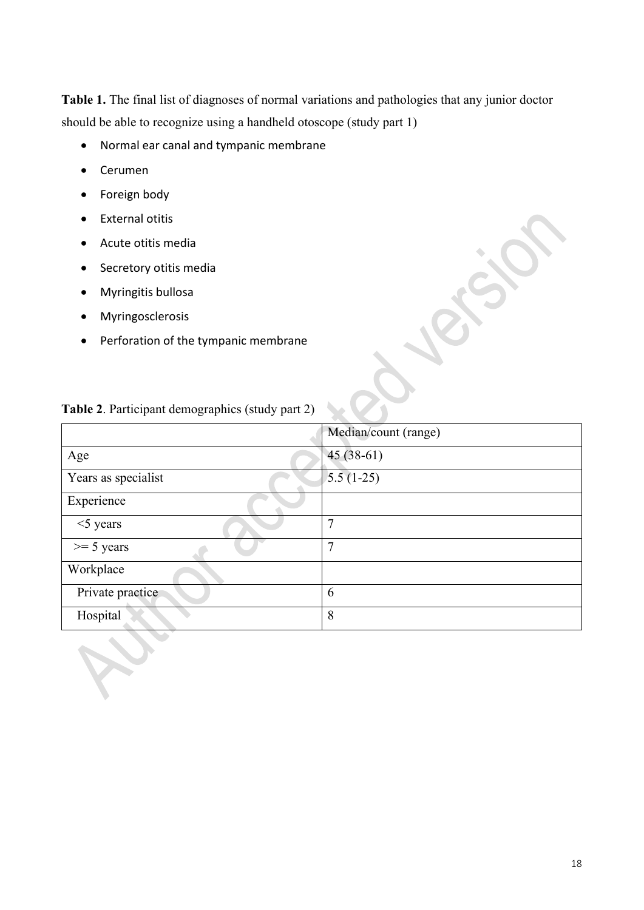**Table 1.** The final list of diagnoses of normal variations and pathologies that any junior doctor should be able to recognize using a handheld otoscope (study part 1)

- Normal ear canal and tympanic membrane
- Cerumen
- Foreign body
- External otitis
- Acute otitis media
- Secretory otitis media
- Myringitis bullosa
- Myringosclerosis
- Perforation of the tympanic membrane

**Table 2**. Participant demographics (study part 2)

| | Median/count (range) |
|---|---|
| Age | 45 (38-61) |
| Years as specialist | 5.5 (1-25) |
| Experience | |
| <5 years | 7 |
| >= 5 years | 7 |
| Workplace | |
| Private practice | 6 |
| Hospital | 8 |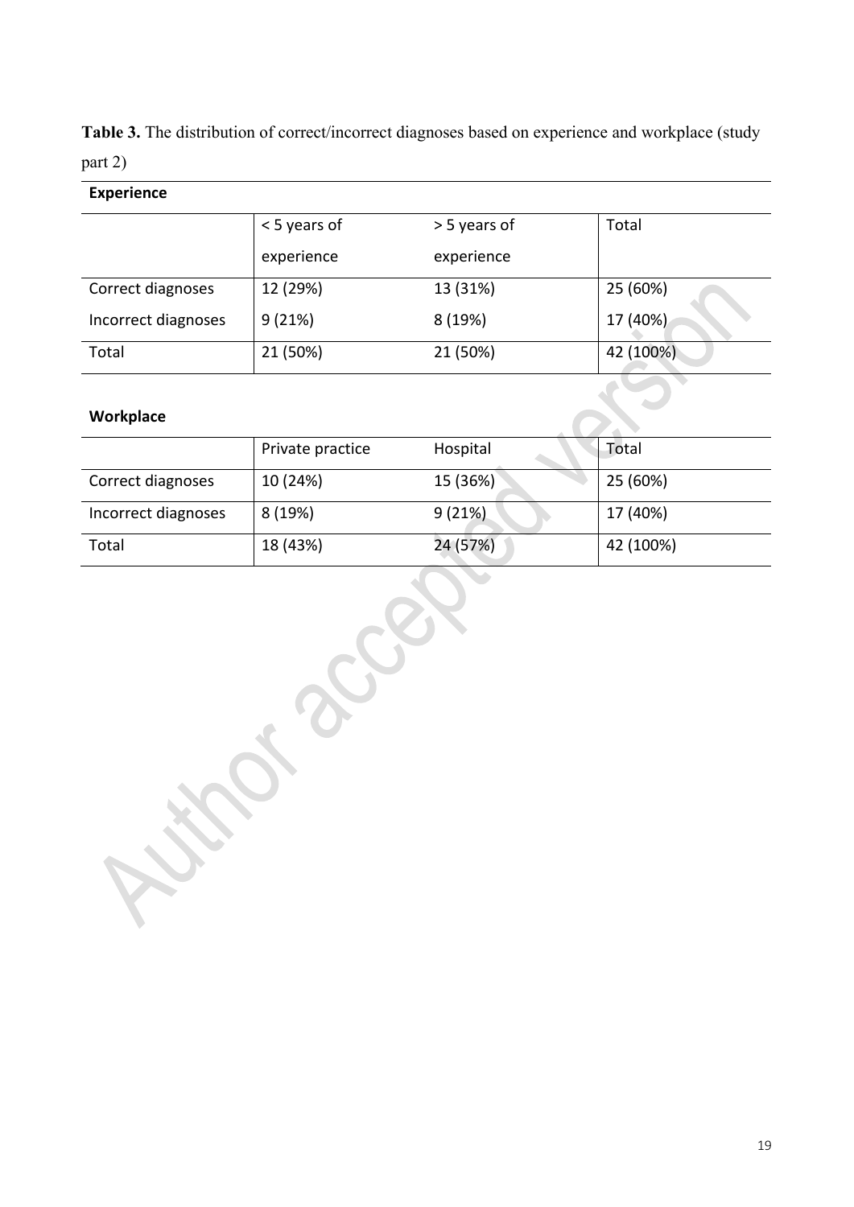**Table 3.** The distribution of correct/incorrect diagnoses based on experience and workplace (study part 2)

**Experience**

| | < 5 years of experience | > 5 years of experience | Total |
|---|---|---|---|
| Correct diagnoses | 12 (29%) | 13 (31%) | 25 (60%) |
| Incorrect diagnoses | 9 (21%) | 8 (19%) | 17 (40%) |
| Total | 21 (50%) | 21 (50%) | 42 (100%) |

**Workplace**

| | Private practice | Hospital | Total |
|---|---|---|---|
| Correct diagnoses | 10 (24%) | 15 (36%) | 25 (60%) |
| Incorrect diagnoses | 8 (19%) | 9 (21%) | 17 (40%) |
| Total | 18 (43%) | 24 (57%) | 42 (100%) |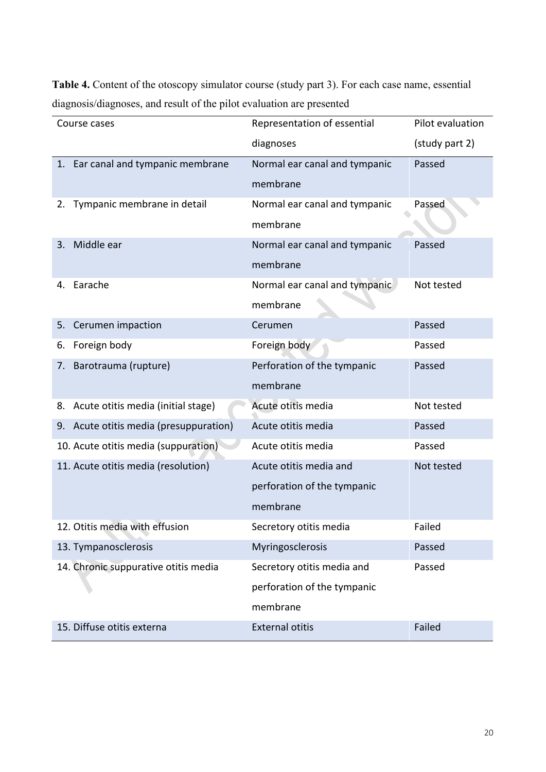**Table 4.** Content of the otoscopy simulator course (study part 3). For each case name, essential diagnosis/diagnoses, and result of the pilot evaluation are presented

| Course cases | Representation of essential diagnoses | Pilot evaluation (study part 2) |
|---|---|---|
| 1. Ear canal and tympanic membrane | Normal ear canal and tympanic membrane | Passed |
| 2. Tympanic membrane in detail | Normal ear canal and tympanic membrane | Passed |
| 3. Middle ear | Normal ear canal and tympanic membrane | Passed |
| 4. Earache | Normal ear canal and tympanic membrane | Not tested |
| 5. Cerumen impaction | Cerumen | Passed |
| 6. Foreign body | Foreign body | Passed |
| 7. Barotrauma (rupture) | Perforation of the tympanic membrane | Passed |
| 8. Acute otitis media (initial stage) | Acute otitis media | Not tested |
| 9. Acute otitis media (presuppuration) | Acute otitis media | Passed |
| 10. Acute otitis media (suppuration) | Acute otitis media | Passed |
| 11. Acute otitis media (resolution) | Acute otitis media and perforation of the tympanic membrane | Not tested |
| 12. Otitis media with effusion | Secretory otitis media | Failed |
| 13. Tympanosclerosis | Myringosclerosis | Passed |
| 14. Chronic suppurative otitis media | Secretory otitis media and perforation of the tympanic membrane | Passed |
| 15. Diffuse otitis externa | External otitis | Failed |